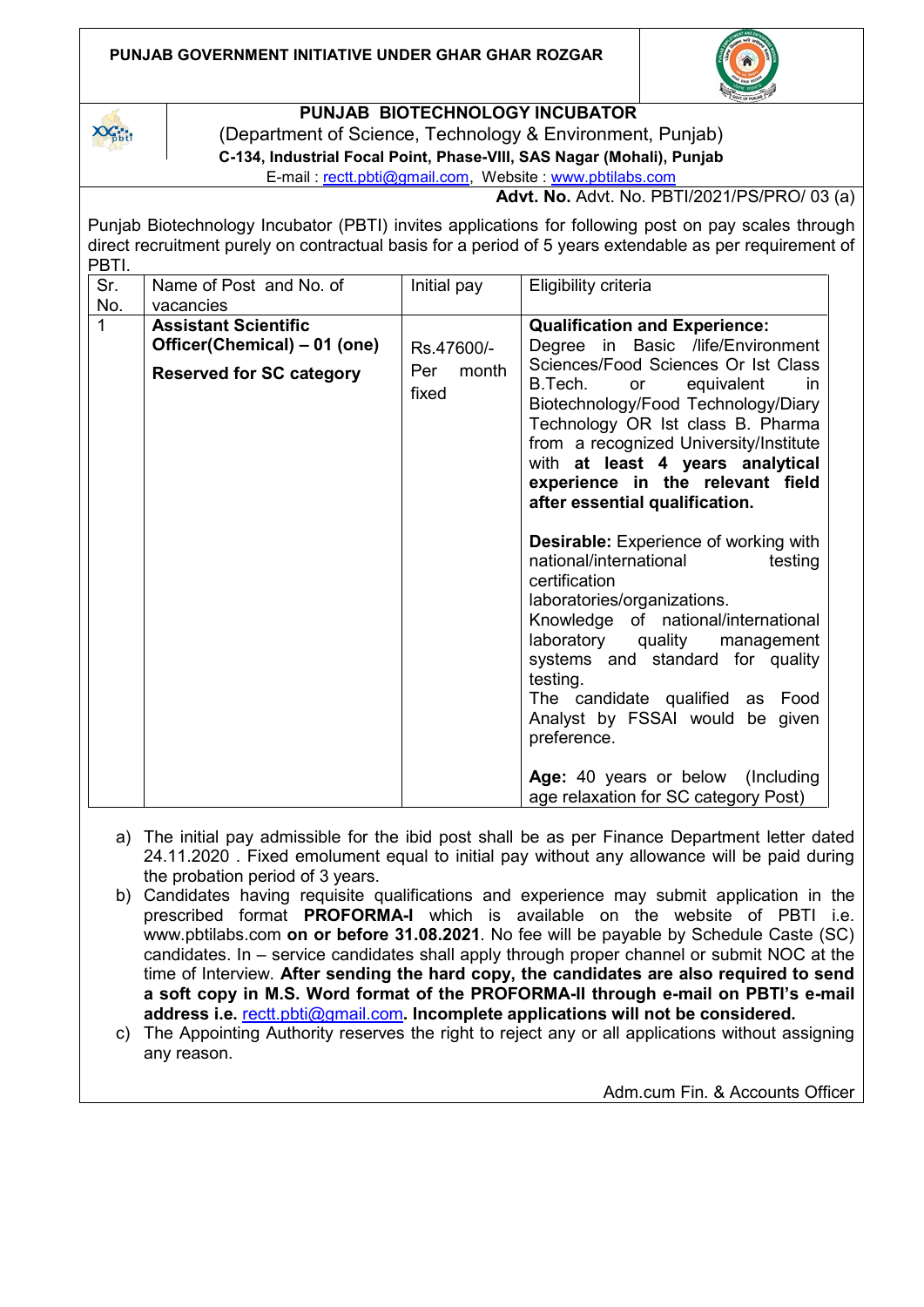**PUNJAB GOVERNMENT INITIATIVE UNDER GHAR GHAR ROZGAR**

# PUNJAB BIOTECHNOLOGY INCUBATOR

(Department of Science, Technology & Environment, Punjab)

**C-134, Industrial Focal Point, Phase-VIII, SAS Nagar (Mohali), Punjab**

E-mail : rectt.pbti@gmail.com, Website : www.pbtilabs.com

**Advt. No.** Advt. No. PBTI/2021/PS/PRO/ 03 (a)

Punjab Biotechnology Incubator (PBTI) invites applications for following post on pay scales through direct recruitment purely on contractual basis for a period of 5 years extendable as per requirement of PBTI.

| Sr. No. | Name of Post and No. of vacancies | Initial pay | Eligibility criteria |
|---|---|---|---|
| 1 | **Assistant Scientific Officer(Chemical) – 01 (one)**<br><br>**Reserved for SC category** | Rs.47600/- Per month fixed | **Qualification and Experience:** Degree in Basic /life/Environment Sciences/Food Sciences Or Ist Class B.Tech. or equivalent in Biotechnology/Food Technology/Diary Technology OR Ist class B. Pharma from a recognized University/Institute with **at least 4 years analytical experience in the relevant field after essential qualification.**<br><br>**Desirable:** Experience of working with national/international testing certification laboratories/organizations. Knowledge of national/international laboratory quality management systems and standard for quality testing. The candidate qualified as Food Analyst by FSSAI would be given preference.<br><br>**Age:** 40 years or below (Including age relaxation for SC category Post) |

a) The initial pay admissible for the ibid post shall be as per Finance Department letter dated 24.11.2020 . Fixed emolument equal to initial pay without any allowance will be paid during the probation period of 3 years.

b) Candidates having requisite qualifications and experience may submit application in the prescribed format **PROFORMA-I** which is available on the website of PBTI i.e. www.pbtilabs.com **on or before 31.08.2021**. No fee will be payable by Schedule Caste (SC) candidates. In – service candidates shall apply through proper channel or submit NOC at the time of Interview. **After sending the hard copy, the candidates are also required to send a soft copy in M.S. Word format of the PROFORMA-II through e-mail on PBTI's e-mail address i.e.** rectt.pbti@gmail.com**. Incomplete applications will not be considered.**

c) The Appointing Authority reserves the right to reject any or all applications without assigning any reason.

Adm.cum Fin. & Accounts Officer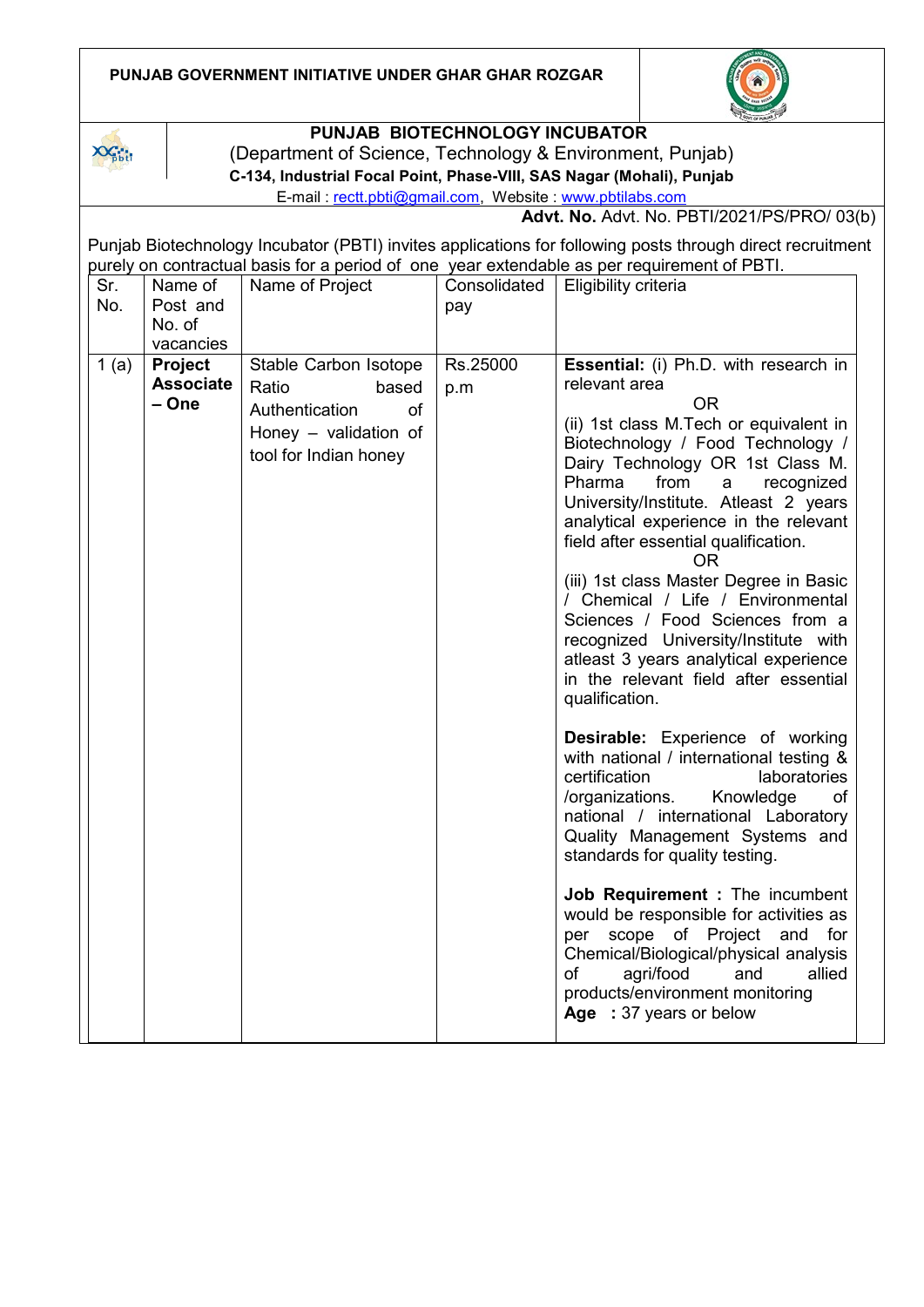**PUNJAB GOVERNMENT INITIATIVE UNDER GHAR GHAR ROZGAR**

**PUNJAB BIOTECHNOLOGY INCUBATOR**

(Department of Science, Technology & Environment, Punjab)

**C-134, Industrial Focal Point, Phase-VIII, SAS Nagar (Mohali), Punjab**

E-mail : rectt.pbti@gmail.com, Website : www.pbtilabs.com

**Advt. No.** Advt. No. PBTI/2021/PS/PRO/ 03(b)

Punjab Biotechnology Incubator (PBTI) invites applications for following posts through direct recruitment purely on contractual basis for a period of one year extendable as per requirement of PBTI.

| Sr. No. | Name of Post and No. of vacancies | Name of Project | Consolidated pay | Eligibility criteria |
|---|---|---|---|---|
| 1 (a) | **Project Associate – One** | Stable Carbon Isotope Ratio based Authentication of Honey – validation of tool for Indian honey | Rs.25000 p.m | **Essential:** (i) Ph.D. with research in relevant area<br>OR<br>(ii) 1st class M.Tech or equivalent in Biotechnology / Food Technology / Dairy Technology OR 1st Class M. Pharma from a recognized University/Institute. Atleast 2 years analytical experience in the relevant field after essential qualification.<br>OR<br>(iii) 1st class Master Degree in Basic / Chemical / Life / Environmental Sciences / Food Sciences from a recognized University/Institute with atleast 3 years analytical experience in the relevant field after essential qualification.<br><br>**Desirable:** Experience of working with national / international testing & certification laboratories /organizations. Knowledge of national / international Laboratory Quality Management Systems and standards for quality testing.<br><br>**Job Requirement :** The incumbent would be responsible for activities as per scope of Project and for Chemical/Biological/physical analysis of agri/food and allied products/environment monitoring<br>**Age :** 37 years or below |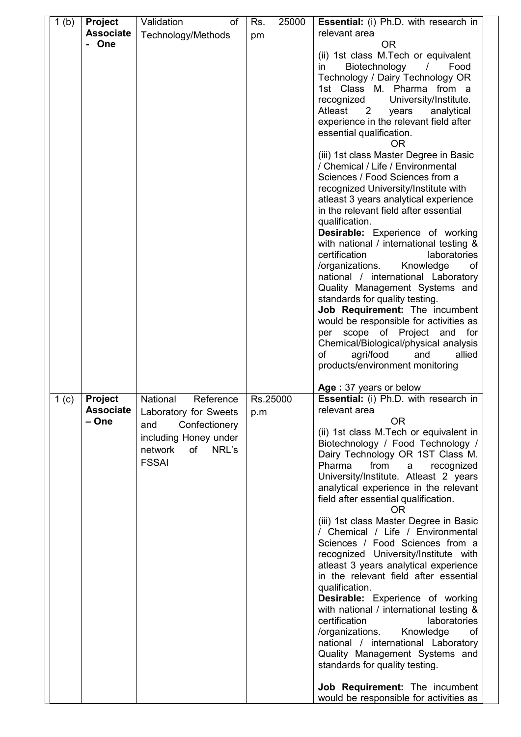| | | | | |
|---|---|---|---|---|
| 1 (b) | **Project Associate - One** | Validation of Technology/Methods | Rs. 25000 pm | **Essential:** (i) Ph.D. with research in relevant area<br>OR<br>(ii) 1st class M.Tech or equivalent in Biotechnology / Food Technology / Dairy Technology OR 1st Class M. Pharma from a recognized University/Institute. Atleast 2 years analytical experience in the relevant field after essential qualification.<br>OR<br>(iii) 1st class Master Degree in Basic / Chemical / Life / Environmental Sciences / Food Sciences from a recognized University/Institute with atleast 3 years analytical experience in the relevant field after essential qualification.<br>**Desirable:** Experience of working with national / international testing & certification laboratories /organizations. Knowledge of national / international Laboratory Quality Management Systems and standards for quality testing.<br>**Job Requirement:** The incumbent would be responsible for activities as per scope of Project and for Chemical/Biological/physical analysis of agri/food and allied products/environment monitoring<br><br>**Age :** 37 years or below |
| 1 (c) | **Project Associate – One** | National Reference Laboratory for Sweets and Confectionery including Honey under network of NRL's FSSAI | Rs.25000 p.m | **Essential:** (i) Ph.D. with research in relevant area<br>OR<br>(ii) 1st class M.Tech or equivalent in Biotechnology / Food Technology / Dairy Technology OR 1ST Class M. Pharma from a recognized University/Institute. Atleast 2 years analytical experience in the relevant field after essential qualification.<br>OR<br>(iii) 1st class Master Degree in Basic / Chemical / Life / Environmental Sciences / Food Sciences from a recognized University/Institute with atleast 3 years analytical experience in the relevant field after essential qualification.<br>**Desirable:** Experience of working with national / international testing & certification laboratories /organizations. Knowledge of national / international Laboratory Quality Management Systems and standards for quality testing.<br><br>**Job Requirement:** The incumbent would be responsible for activities as |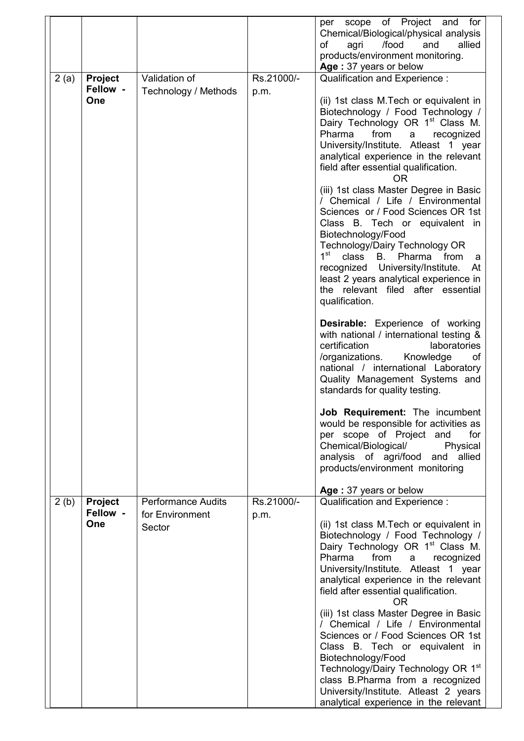| | | | | |
|---|---|---|---|---|
| | | | | per scope of Project and for Chemical/Biological/physical analysis of agri /food and allied products/environment monitoring.<br>**Age :** 37 years or below |
| 2 (a) | **Project Fellow - One** | Validation of Technology / Methods | Rs.21000/- p.m. | Qualification and Experience :<br><br>(ii) 1st class M.Tech or equivalent in Biotechnology / Food Technology / Dairy Technology OR 1st Class M. Pharma from a recognized University/Institute. Atleast 1 year analytical experience in the relevant field after essential qualification.<br>OR<br>(iii) 1st class Master Degree in Basic / Chemical / Life / Environmental Sciences or / Food Sciences OR 1st Class B. Tech or equivalent in Biotechnology/Food Technology/Dairy Technology OR 1st class B. Pharma from a recognized University/Institute. At least 2 years analytical experience in the relevant filed after essential qualification.<br><br>**Desirable:** Experience of working with national / international testing & certification laboratories /organizations. Knowledge of national / international Laboratory Quality Management Systems and standards for quality testing.<br><br>**Job Requirement:** The incumbent would be responsible for activities as per scope of Project and for Chemical/Biological/ Physical analysis of agri/food and allied products/environment monitoring<br><br>**Age :** 37 years or below |
| 2 (b) | **Project Fellow - One** | Performance Audits for Environment Sector | Rs.21000/- p.m. | Qualification and Experience :<br><br>(ii) 1st class M.Tech or equivalent in Biotechnology / Food Technology / Dairy Technology OR 1st Class M. Pharma from a recognized University/Institute. Atleast 1 year analytical experience in the relevant field after essential qualification.<br>OR<br>(iii) 1st class Master Degree in Basic / Chemical / Life / Environmental Sciences or / Food Sciences OR 1st Class B. Tech or equivalent in Biotechnology/Food Technology/Dairy Technology OR 1st class B.Pharma from a recognized University/Institute. Atleast 2 years analytical experience in the relevant |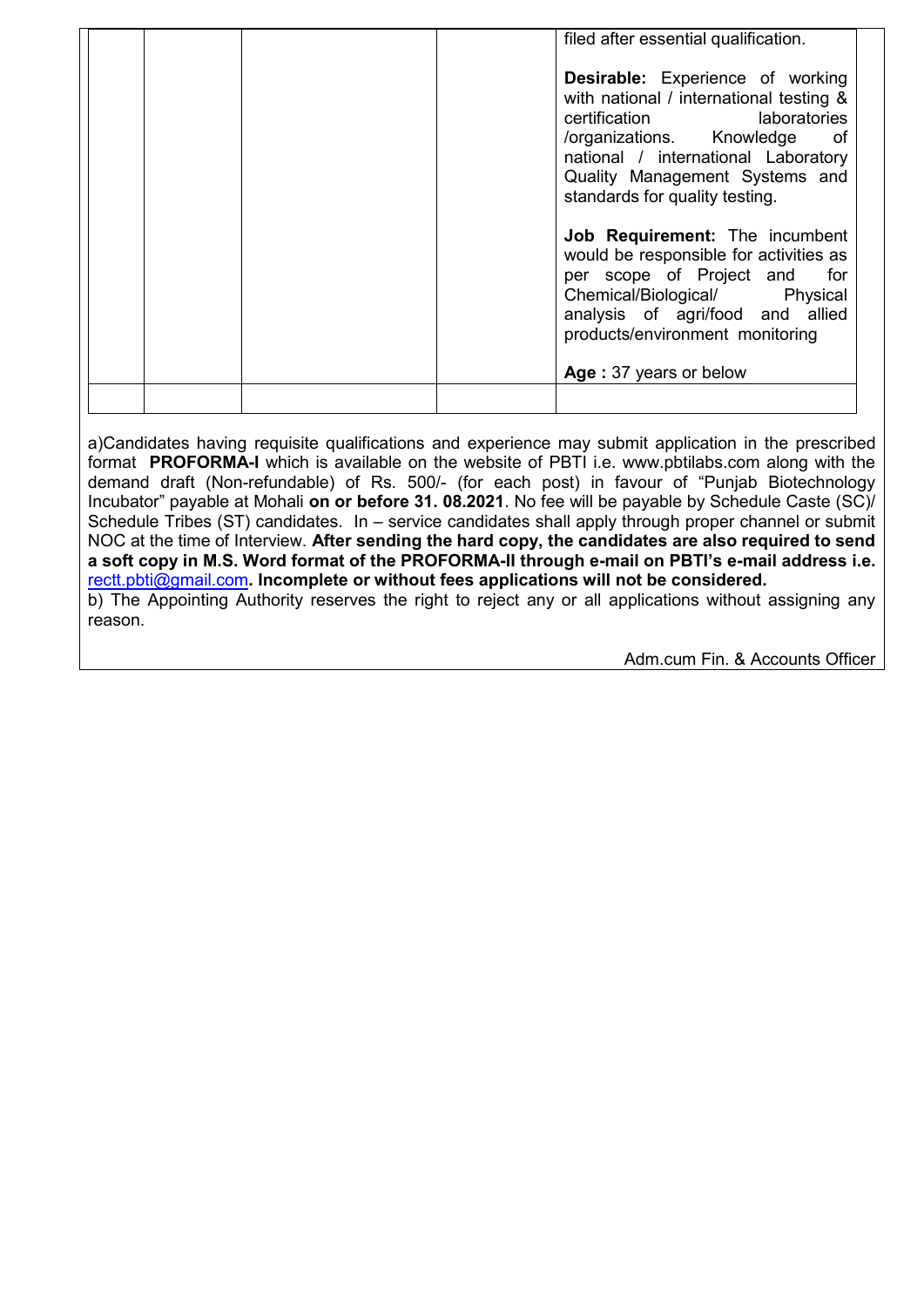| | | | | |
|---|---|---|---|---|
| | | | | filed after essential qualification.<br><br>**Desirable:** Experience of working with national / international testing & certification laboratories /organizations. Knowledge of national / international Laboratory Quality Management Systems and standards for quality testing.<br><br>**Job Requirement:** The incumbent would be responsible for activities as per scope of Project and for Chemical/Biological/ Physical analysis of agri/food and allied products/environment monitoring<br><br>**Age :** 37 years or below |
| | | | | |

a)Candidates having requisite qualifications and experience may submit application in the prescribed format **PROFORMA-I** which is available on the website of PBTI i.e. www.pbtilabs.com along with the demand draft (Non-refundable) of Rs. 500/- (for each post) in favour of "Punjab Biotechnology Incubator" payable at Mohali **on or before 31. 08.2021**. No fee will be payable by Schedule Caste (SC)/ Schedule Tribes (ST) candidates. In – service candidates shall apply through proper channel or submit NOC at the time of Interview. **After sending the hard copy, the candidates are also required to send a soft copy in M.S. Word format of the PROFORMA-II through e-mail on PBTI's e-mail address i.e.** rectt.pbti@gmail.com**. Incomplete or without fees applications will not be considered.**

b) The Appointing Authority reserves the right to reject any or all applications without assigning any reason.

Adm.cum Fin. & Accounts Officer